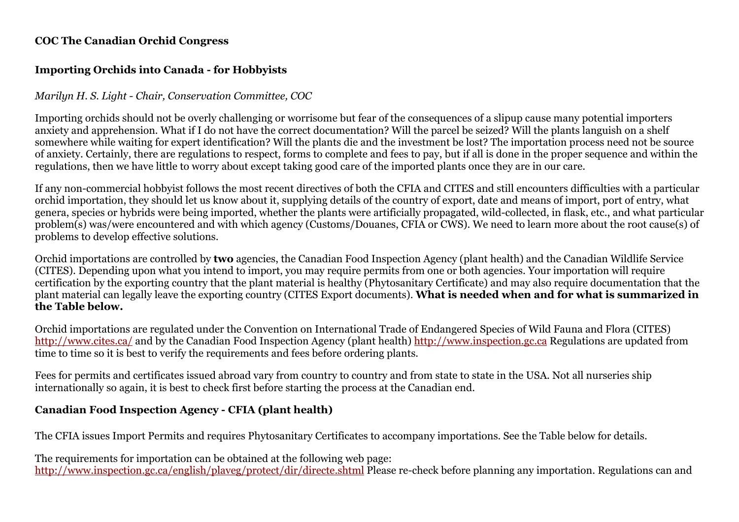**COC The Canadian Orchid Congress**

**Importing Orchids into Canada - for Hobbyists**

*Marilyn H. S. Light - Chair, Conservation Committee, COC*

Importing orchids should not be overly challenging or worrisome but fear of the consequences of a slipup cause many potential importers anxiety and apprehension. What if I do not have the correct documentation? Will the parcel be seized? Will the plants languish on a shelf somewhere while waiting for expert identification? Will the plants die and the investment be lost? The importation process need not be source of anxiety. Certainly, there are regulations to respect, forms to complete and fees to pay, but if all is done in the proper sequence and within the regulations, then we have little to worry about except taking good care of the imported plants once they are in our care.

If any non-commercial hobbyist follows the most recent directives of both the CFIA and CITES and still encounters difficulties with a particular orchid importation, they should let us know about it, supplying details of the country of export, date and means of import, port of entry, what genera, species or hybrids were being imported, whether the plants were artificially propagated, wild-collected, in flask, etc., and what particular problem(s) was/were encountered and with which agency (Customs/Douanes, CFIA or CWS). We need to learn more about the root cause(s) of problems to develop effective solutions.

Orchid importations are controlled by **two** agencies, the Canadian Food Inspection Agency (plant health) and the Canadian Wildlife Service (CITES). Depending upon what you intend to import, you may require permits from one or both agencies. Your importation will require certification by the exporting country that the plant material is healthy (Phytosanitary Certificate) and may also require documentation that the plant material can legally leave the exporting country (CITES Export documents). **What is needed when and for what is summarized in the Table below.**

Orchid importations are regulated under the Convention on International Trade of Endangered Species of Wild Fauna and Flora (CITES) http://www.cites.ca/ and by the Canadian Food Inspection Agency (plant health) http://www.inspection.gc.ca Regulations are updated from time to time so it is best to verify the requirements and fees before ordering plants.

Fees for permits and certificates issued abroad vary from country to country and from state to state in the USA. Not all nurseries ship internationally so again, it is best to check first before starting the process at the Canadian end.

**Canadian Food Inspection Agency - CFIA (plant health)**

The CFIA issues Import Permits and requires Phytosanitary Certificates to accompany importations. See the Table below for details.

The requirements for importation can be obtained at the following web page:
http://www.inspection.gc.ca/english/plaveg/protect/dir/directe.shtml Please re-check before planning any importation. Regulations can and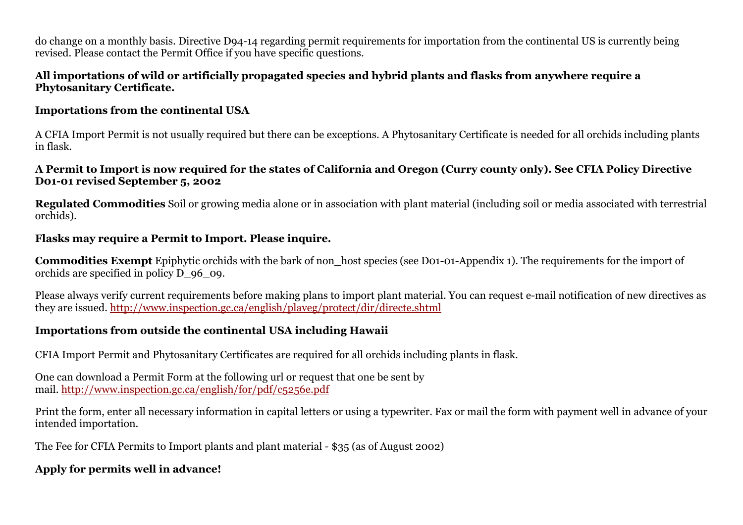do change on a monthly basis. Directive D94-14 regarding permit requirements for importation from the continental US is currently being revised. Please contact the Permit Office if you have specific questions.

**All importations of wild or artificially propagated species and hybrid plants and flasks from anywhere require a Phytosanitary Certificate.**

**Importations from the continental USA**

A CFIA Import Permit is not usually required but there can be exceptions. A Phytosanitary Certificate is needed for all orchids including plants in flask.

**A Permit to Import is now required for the states of California and Oregon (Curry county only). See CFIA Policy Directive D01-01 revised September 5, 2002**

**Regulated Commodities** Soil or growing media alone or in association with plant material (including soil or media associated with terrestrial orchids).

**Flasks may require a Permit to Import. Please inquire.**

**Commodities Exempt** Epiphytic orchids with the bark of non_host species (see D01-01-Appendix 1). The requirements for the import of orchids are specified in policy D_96_09.

Please always verify current requirements before making plans to import plant material. You can request e-mail notification of new directives as they are issued. http://www.inspection.gc.ca/english/plaveg/protect/dir/directe.shtml

**Importations from outside the continental USA including Hawaii**

CFIA Import Permit and Phytosanitary Certificates are required for all orchids including plants in flask.

One can download a Permit Form at the following url or request that one be sent by mail. http://www.inspection.gc.ca/english/for/pdf/c5256e.pdf

Print the form, enter all necessary information in capital letters or using a typewriter. Fax or mail the form with payment well in advance of your intended importation.

The Fee for CFIA Permits to Import plants and plant material - $35 (as of August 2002)

**Apply for permits well in advance!**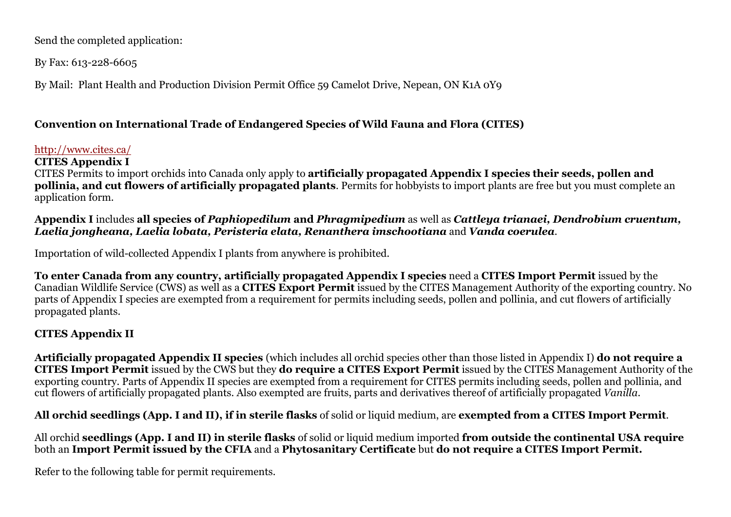Send the completed application:

By Fax: 613-228-6605

By Mail: Plant Health and Production Division Permit Office 59 Camelot Drive, Nepean, ON K1A 0Y9

## Convention on International Trade of Endangered Species of Wild Fauna and Flora (CITES)

http://www.cites.ca/

### CITES Appendix I

CITES Permits to import orchids into Canada only apply to **artificially propagated Appendix I species their seeds, pollen and pollinia, and cut flowers of artificially propagated plants**. Permits for hobbyists to import plants are free but you must complete an application form.

**Appendix I** includes **all species of *Paphiopedilum* and *Phragmipedium*** as well as ***Cattleya trianaei, Dendrobium cruentum, Laelia jongheana, Laelia lobata, Peristeria elata, Renanthera imschootiana*** and ***Vanda coerulea***.

Importation of wild-collected Appendix I plants from anywhere is prohibited.

**To enter Canada from any country, artificially propagated Appendix I species** need a **CITES Import Permit** issued by the Canadian Wildlife Service (CWS) as well as a **CITES Export Permit** issued by the CITES Management Authority of the exporting country. No parts of Appendix I species are exempted from a requirement for permits including seeds, pollen and pollinia, and cut flowers of artificially propagated plants.

### CITES Appendix II

**Artificially propagated Appendix II species** (which includes all orchid species other than those listed in Appendix I) **do not require a CITES Import Permit** issued by the CWS but they **do require a CITES Export Permit** issued by the CITES Management Authority of the exporting country. Parts of Appendix II species are exempted from a requirement for CITES permits including seeds, pollen and pollinia, and cut flowers of artificially propagated plants. Also exempted are fruits, parts and derivatives thereof of artificially propagated *Vanilla*.

**All orchid seedlings (App. I and II), if in sterile flasks** of solid or liquid medium, are **exempted from a CITES Import Permit**.

All orchid **seedlings (App. I and II) in sterile flasks** of solid or liquid medium imported **from outside the continental USA require** both an **Import Permit issued by the CFIA** and a **Phytosanitary Certificate** but **do not require a CITES Import Permit.**

Refer to the following table for permit requirements.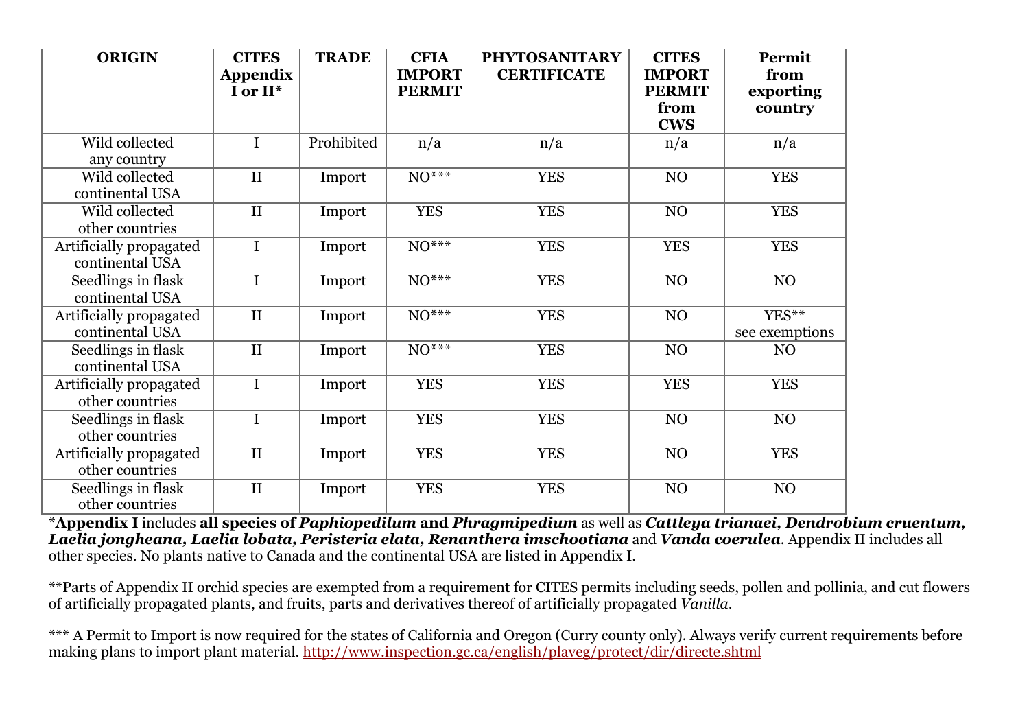| **ORIGIN** | **CITES Appendix I or II*** | **TRADE** | **CFIA IMPORT PERMIT** | **PHYTOSANITARY CERTIFICATE** | **CITES IMPORT PERMIT from CWS** | **Permit from exporting country** |
|---|---|---|---|---|---|---|
| Wild collected any country | I | Prohibited | n/a | n/a | n/a | n/a |
| Wild collected continental USA | II | Import | NO*** | YES | NO | YES |
| Wild collected other countries | II | Import | YES | YES | NO | YES |
| Artificially propagated continental USA | I | Import | NO*** | YES | YES | YES |
| Seedlings in flask continental USA | I | Import | NO*** | YES | NO | NO |
| Artificially propagated continental USA | II | Import | NO*** | YES | NO | YES** see exemptions |
| Seedlings in flask continental USA | II | Import | NO*** | YES | NO | NO |
| Artificially propagated other countries | I | Import | YES | YES | YES | YES |
| Seedlings in flask other countries | I | Import | YES | YES | NO | NO |
| Artificially propagated other countries | II | Import | YES | YES | NO | YES |
| Seedlings in flask other countries | II | Import | YES | YES | NO | NO |

*__Appendix I__ includes **all species of *Paphiopedilum* and *Phragmipedium*** as well as ***Cattleya trianaei, Dendrobium cruentum, Laelia jongheana, Laelia lobata, Peristeria elata, Renanthera imschootiana*** and ***Vanda coerulea***. Appendix II includes all other species. No plants native to Canada and the continental USA are listed in Appendix I.

**Parts of Appendix II orchid species are exempted from a requirement for CITES permits including seeds, pollen and pollinia, and cut flowers of artificially propagated plants, and fruits, parts and derivatives thereof of artificially propagated *Vanilla*.

*** A Permit to Import is now required for the states of California and Oregon (Curry county only). Always verify current requirements before making plans to import plant material. http://www.inspection.gc.ca/english/plaveg/protect/dir/directe.shtml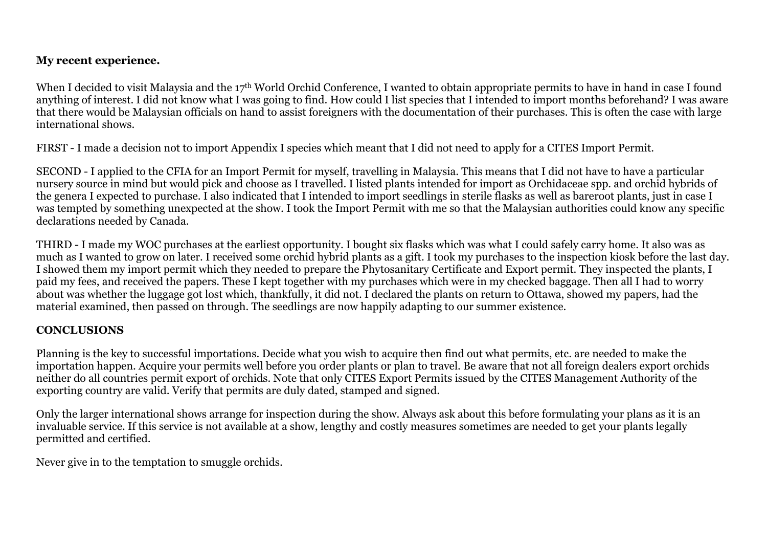**My recent experience.**

When I decided to visit Malaysia and the 17th World Orchid Conference, I wanted to obtain appropriate permits to have in hand in case I found anything of interest. I did not know what I was going to find. How could I list species that I intended to import months beforehand? I was aware that there would be Malaysian officials on hand to assist foreigners with the documentation of their purchases. This is often the case with large international shows.

FIRST - I made a decision not to import Appendix I species which meant that I did not need to apply for a CITES Import Permit.

SECOND - I applied to the CFIA for an Import Permit for myself, travelling in Malaysia. This means that I did not have to have a particular nursery source in mind but would pick and choose as I travelled. I listed plants intended for import as Orchidaceae spp. and orchid hybrids of the genera I expected to purchase. I also indicated that I intended to import seedlings in sterile flasks as well as bareroot plants, just in case I was tempted by something unexpected at the show. I took the Import Permit with me so that the Malaysian authorities could know any specific declarations needed by Canada.

THIRD - I made my WOC purchases at the earliest opportunity. I bought six flasks which was what I could safely carry home. It also was as much as I wanted to grow on later. I received some orchid hybrid plants as a gift. I took my purchases to the inspection kiosk before the last day. I showed them my import permit which they needed to prepare the Phytosanitary Certificate and Export permit. They inspected the plants, I paid my fees, and received the papers. These I kept together with my purchases which were in my checked baggage. Then all I had to worry about was whether the luggage got lost which, thankfully, it did not. I declared the plants on return to Ottawa, showed my papers, had the material examined, then passed on through. The seedlings are now happily adapting to our summer existence.

**CONCLUSIONS**

Planning is the key to successful importations. Decide what you wish to acquire then find out what permits, etc. are needed to make the importation happen. Acquire your permits well before you order plants or plan to travel. Be aware that not all foreign dealers export orchids neither do all countries permit export of orchids. Note that only CITES Export Permits issued by the CITES Management Authority of the exporting country are valid. Verify that permits are duly dated, stamped and signed.

Only the larger international shows arrange for inspection during the show. Always ask about this before formulating your plans as it is an invaluable service. If this service is not available at a show, lengthy and costly measures sometimes are needed to get your plants legally permitted and certified.

Never give in to the temptation to smuggle orchids.